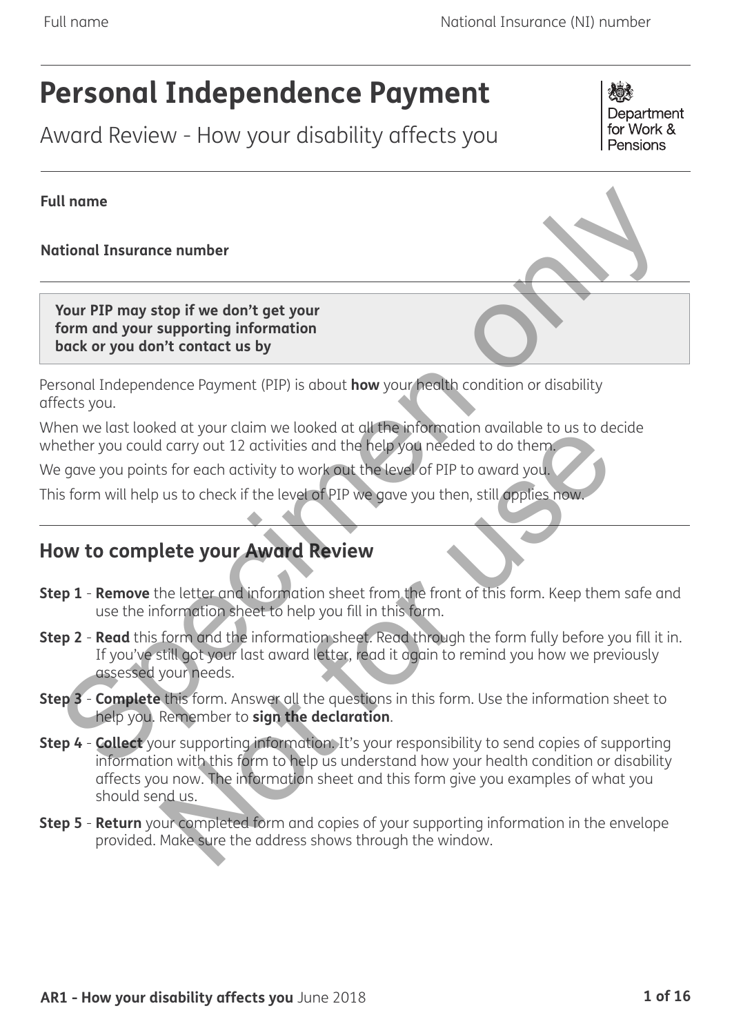# Personal Independence Payment

Award Review - How your disability affects you

Department for Work & Pensions

**Full name**

**National Insurance number**

**Your PIP may stop if we don't get your form and your supporting information back or you don't contact us by**

Personal Independence Payment (PIP) is about **how** your health condition or disability affects you.

When we last looked at your claim we looked at all the information available to us to decide whether you could carry out 12 activities and the help you needed to do them.

We gave you points for each activity to work out the level of PIP to award you.

This form will help us to check if the level of PIP we gave you then, still applies now.

## How to complete your Award Review

**Step 1** - **Remove** the letter and information sheet from the front of this form. Keep them safe and use the information sheet to help you fill in this form.

**Step 2** - **Read** this form and the information sheet. Read through the form fully before you fill it in. If you've still got your last award letter, read it again to remind you how we previously assessed your needs.

**Step 3** - **Complete** this form. Answer all the questions in this form. Use the information sheet to help you. Remember to **sign the declaration**.

**Step 4** - **Collect** your supporting information. It's your responsibility to send copies of supporting information with this form to help us understand how your health condition or disability affects you now. The information sheet and this form give you examples of what you should send us.

**Step 5** - **Return** your completed form and copies of your supporting information in the envelope provided. Make sure the address shows through the window.

**AR1 - How your disability affects you** June 2018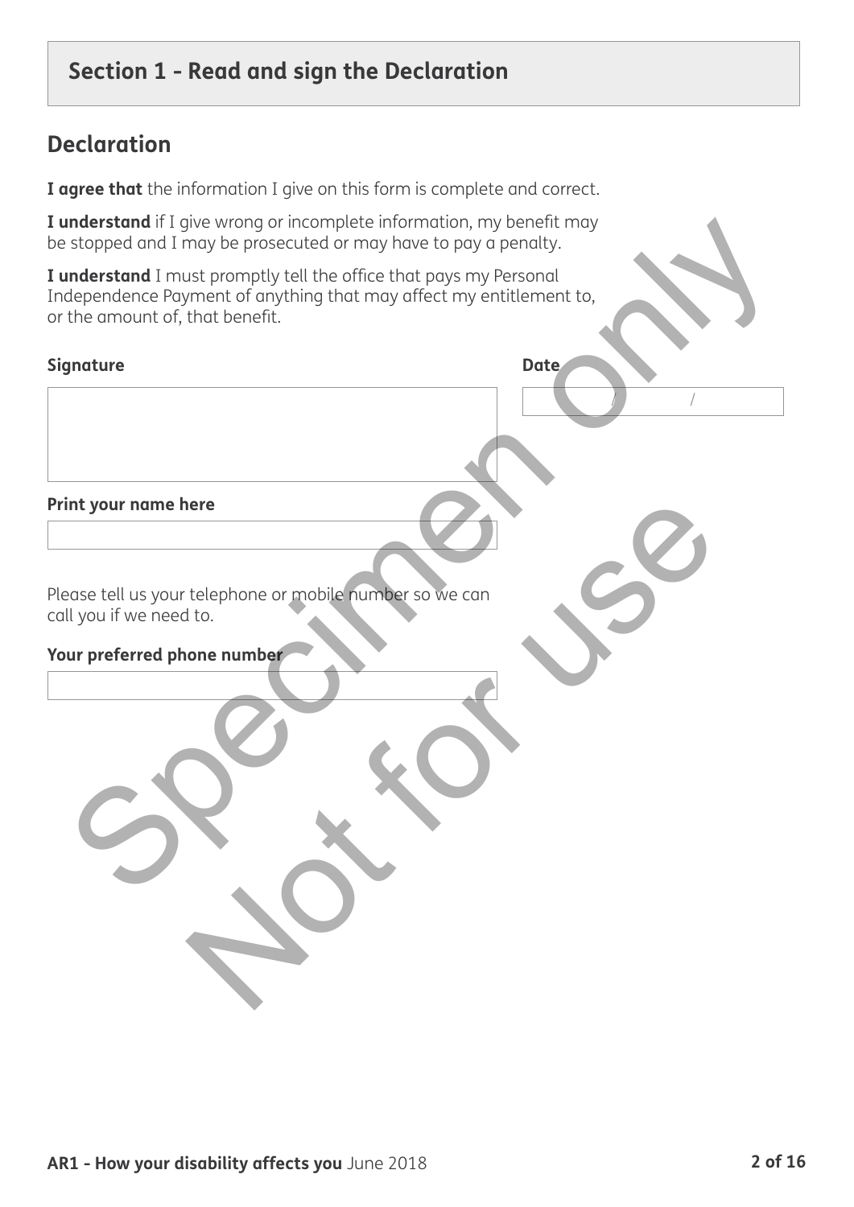## Section 1 - Read and sign the Declaration

### Declaration

**I agree that** the information I give on this form is complete and correct.

**I understand** if I give wrong or incomplete information, my benefit may be stopped and I may be prosecuted or may have to pay a penalty.

**I understand** I must promptly tell the office that pays my Personal Independence Payment of anything that may affect my entitlement to, or the amount of, that benefit.

**Signature**

**Date**

/ /

**Print your name here**

Please tell us your telephone or mobile number so we can call you if we need to.

**Your preferred phone number**

Specimen only

Not for use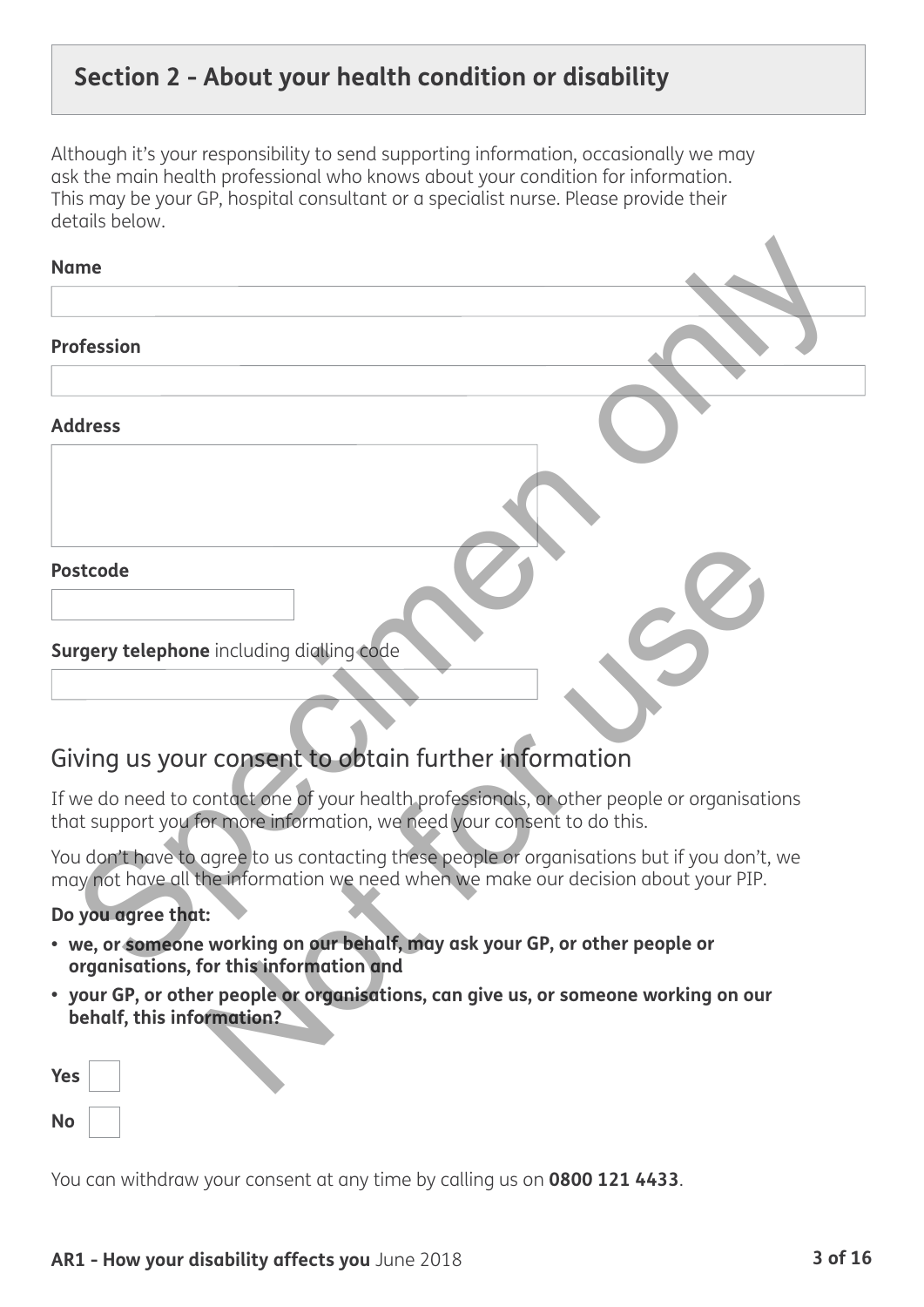## Section 2 - About your health condition or disability

Although it's your responsibility to send supporting information, occasionally we may ask the main health professional who knows about your condition for information. This may be your GP, hospital consultant or a specialist nurse. Please provide their details below.

**Name**

**Profession**

**Address**

**Postcode**

**Surgery telephone** including dialling code

## Giving us your consent to obtain further information

If we do need to contact one of your health professionals, or other people or organisations that support you for more information, we need your consent to do this.

You don't have to agree to us contacting these people or organisations but if you don't, we may not have all the information we need when we make our decision about your PIP.

**Do you agree that:**

- **we, or someone working on our behalf, may ask your GP, or other people or organisations, for this information and**
- **your GP, or other people or organisations, can give us, or someone working on our behalf, this information?**

**Yes** ☐

**No** ☐

You can withdraw your consent at any time by calling us on **0800 121 4433**.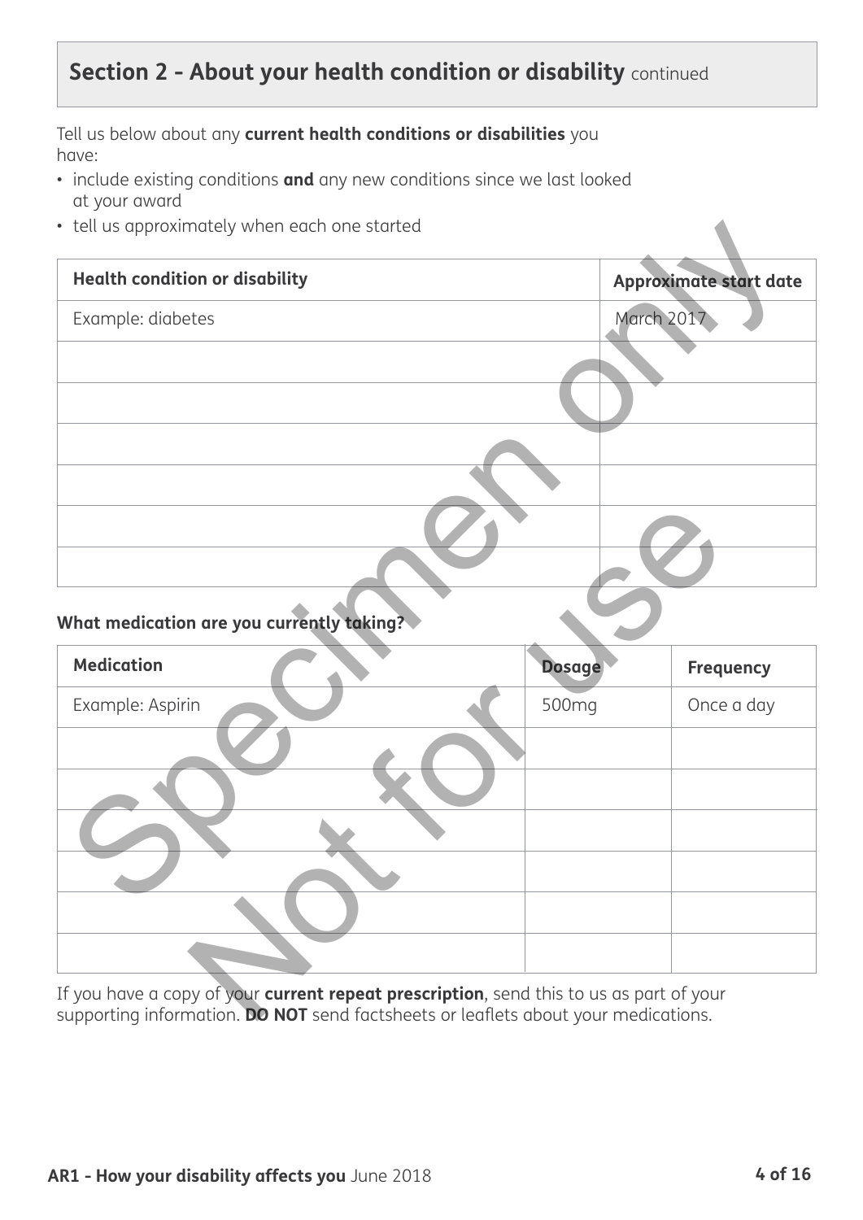## Section 2 - About your health condition or disability continued

Tell us below about any **current health conditions or disabilities** you have:

- include existing conditions **and** any new conditions since we last looked at your award
- tell us approximately when each one started

| Health condition or disability | Approximate start date |
|---|---|
| Example: diabetes | March 2017 |
| | |
| | |
| | |
| | |
| | |
| | |

**What medication are you currently taking?**

| Medication | Dosage | Frequency |
|---|---|---|
| Example: Aspirin | 500mg | Once a day |
| | | |
| | | |
| | | |
| | | |
| | | |
| | | |

If you have a copy of your **current repeat prescription**, send this to us as part of your supporting information. **DO NOT** send factsheets or leaflets about your medications.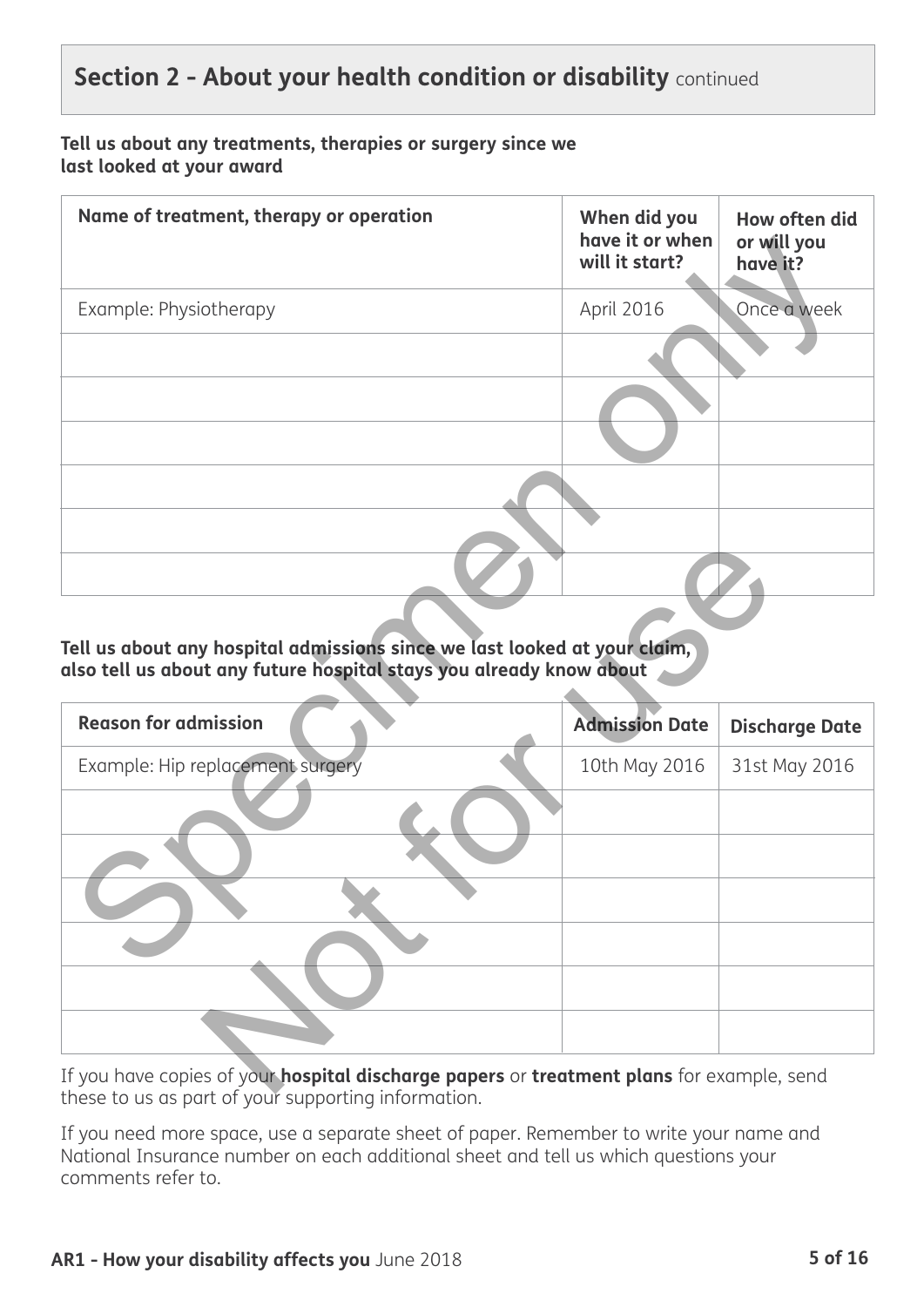## Section 2 - About your health condition or disability continued

**Tell us about any treatments, therapies or surgery since we last looked at your award**

| Name of treatment, therapy or operation | When did you have it or when will it start? | How often did or will you have it? |
|---|---|---|
| Example: Physiotherapy | April 2016 | Once a week |
| | | |
| | | |
| | | |
| | | |
| | | |
| | | |

**Tell us about any hospital admissions since we last looked at your claim, also tell us about any future hospital stays you already know about**

| Reason for admission | Admission Date | Discharge Date |
|---|---|---|
| Example: Hip replacement surgery | 10th May 2016 | 31st May 2016 |
| | | |
| | | |
| | | |
| | | |
| | | |
| | | |

If you have copies of your **hospital discharge papers** or **treatment plans** for example, send these to us as part of your supporting information.

If you need more space, use a separate sheet of paper. Remember to write your name and National Insurance number on each additional sheet and tell us which questions your comments refer to.

Specimen only Not for use

**AR1 - How your disability affects you** June 2018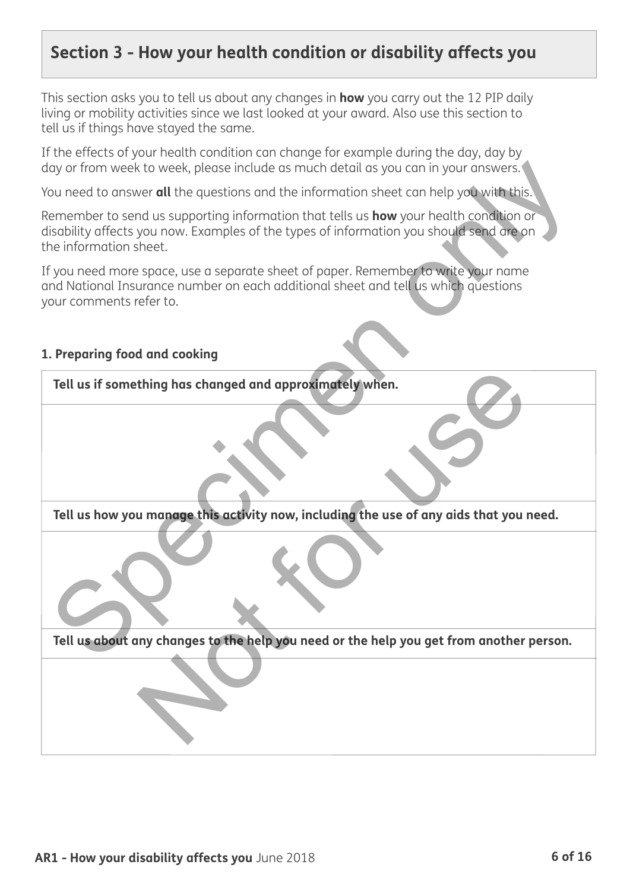## Section 3 - How your health condition or disability affects you

This section asks you to tell us about any changes in **how** you carry out the 12 PIP daily living or mobility activities since we last looked at your award. Also use this section to tell us if things have stayed the same.

If the effects of your health condition can change for example during the day, day by day or from week to week, please include as much detail as you can in your answers.

You need to answer **all** the questions and the information sheet can help you with this.

Remember to send us supporting information that tells us **how** your health condition or disability affects you now. Examples of the types of information you should send are on the information sheet.

If you need more space, use a separate sheet of paper. Remember to write your name and National Insurance number on each additional sheet and tell us which questions your comments refer to.

### 1. Preparing food and cooking

| **Tell us if something has changed and approximately when.** |
| --- |
| |
| **Tell us how you manage this activity now, including the use of any aids that you need.** |
| |
| **Tell us about any changes to the help you need or the help you get from another person.** |
| |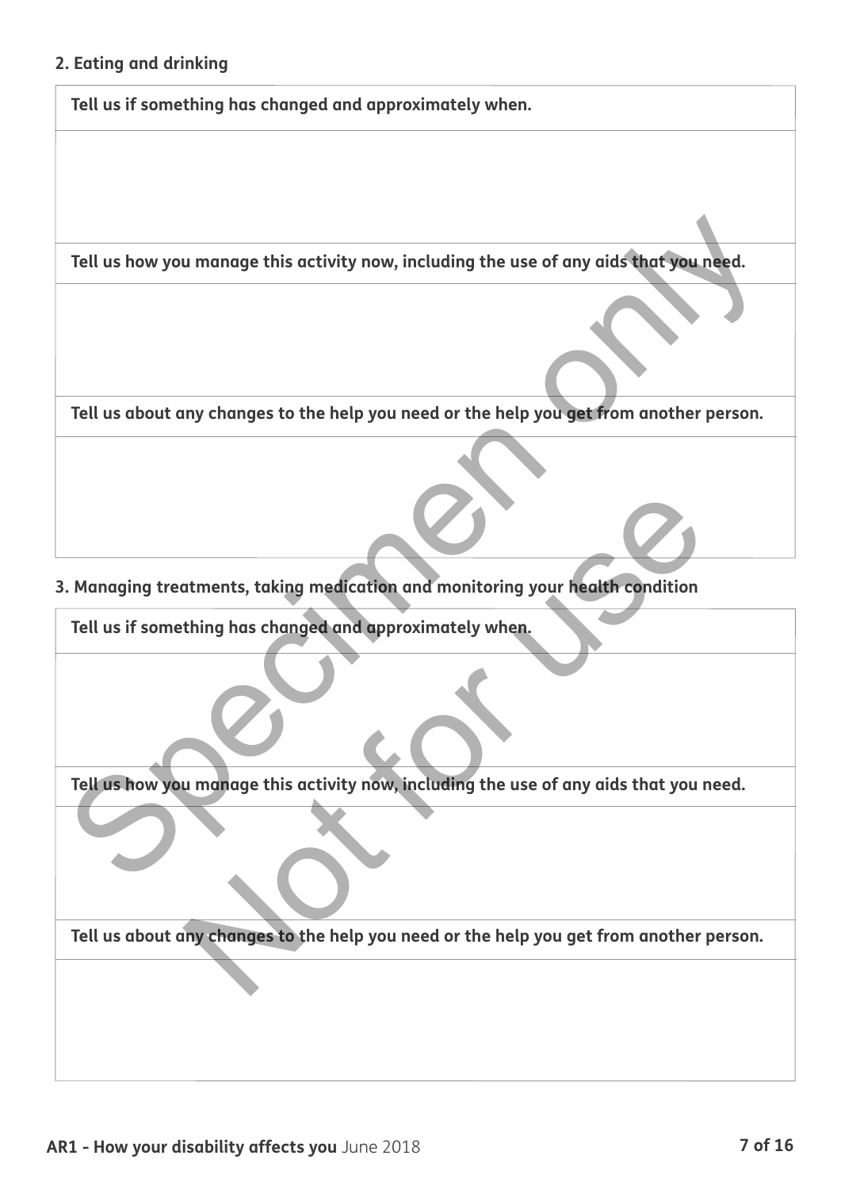## 2. Eating and drinking

| Tell us if something has changed and approximately when. |
| --- |
| |

| Tell us how you manage this activity now, including the use of any aids that you need. |
| --- |
| |

| Tell us about any changes to the help you need or the help you get from another person. |
| --- |
| |

## 3. Managing treatments, taking medication and monitoring your health condition

| Tell us if something has changed and approximately when. |
| --- |
| |

| Tell us how you manage this activity now, including the use of any aids that you need. |
| --- |
| |

| Tell us about any changes to the help you need or the help you get from another person. |
| --- |
| |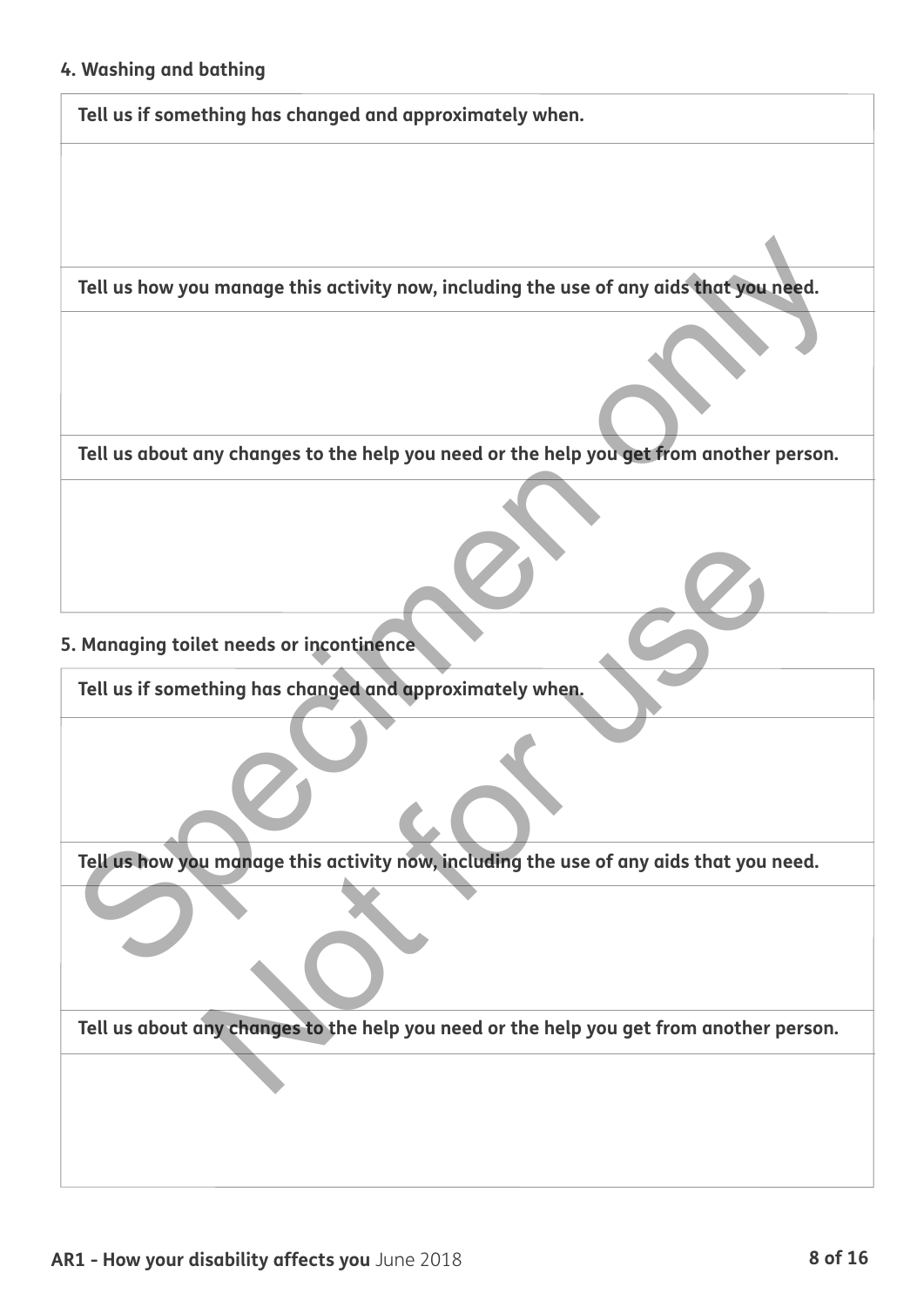#### 4. Washing and bathing

| Tell us if something has changed and approximately when. |
| --- |
| |
| **Tell us how you manage this activity now, including the use of any aids that you need.** |
| |
| **Tell us about any changes to the help you need or the help you get from another person.** |
| |

#### 5. Managing toilet needs or incontinence

| Tell us if something has changed and approximately when. |
| --- |
| |
| **Tell us how you manage this activity now, including the use of any aids that you need.** |
| |
| **Tell us about any changes to the help you need or the help you get from another person.** |
| |

Specimen only

Not for use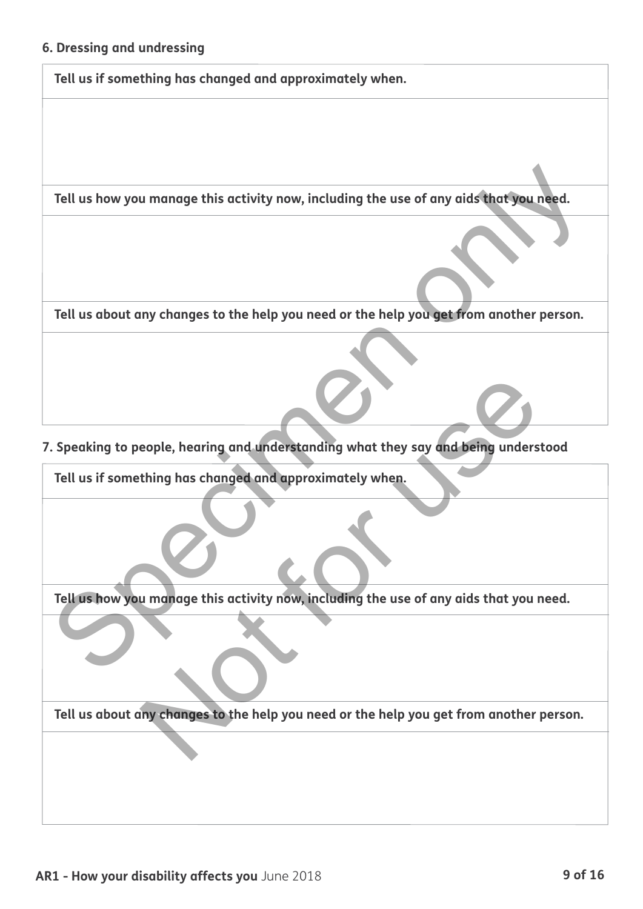### 6. Dressing and undressing

| Tell us if something has changed and approximately when. |
| --- |
| |
| **Tell us how you manage this activity now, including the use of any aids that you need.** |
| |
| **Tell us about any changes to the help you need or the help you get from another person.** |
| |

### 7. Speaking to people, hearing and understanding what they say and being understood

| Tell us if something has changed and approximately when. |
| --- |
| |
| **Tell us how you manage this activity now, including the use of any aids that you need.** |
| |
| **Tell us about any changes to the help you need or the help you get from another person.** |
| |

Specimen only

Not for use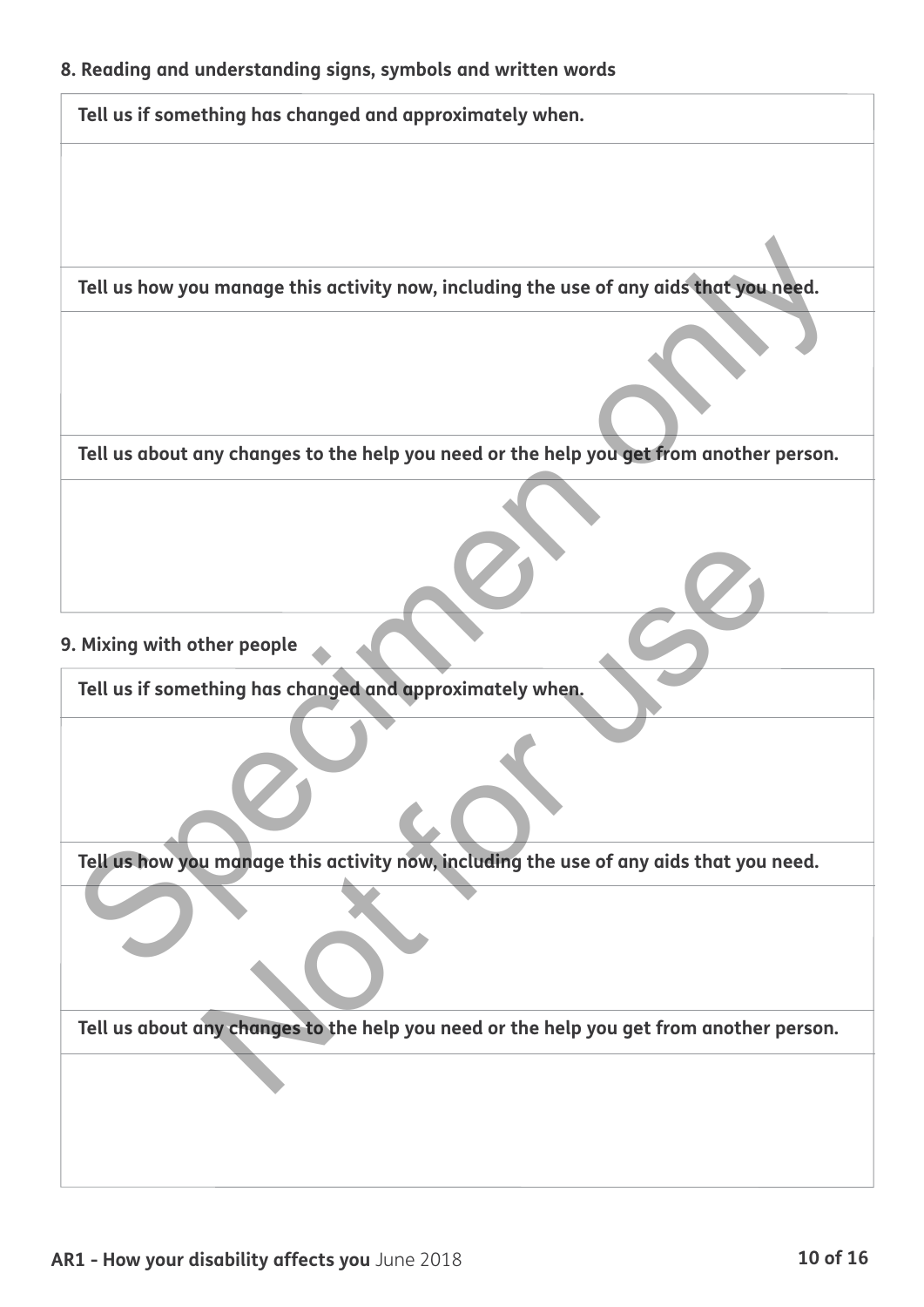**8. Reading and understanding signs, symbols and written words**

| Tell us if something has changed and approximately when. |
| --- |
| |

| Tell us how you manage this activity now, including the use of any aids that you need. |
| --- |
| |

| Tell us about any changes to the help you need or the help you get from another person. |
| --- |
| |

**9. Mixing with other people**

| Tell us if something has changed and approximately when. |
| --- |
| |

| Tell us how you manage this activity now, including the use of any aids that you need. |
| --- |
| |

| Tell us about any changes to the help you need or the help you get from another person. |
| --- |
| |

Specimen only
Not for use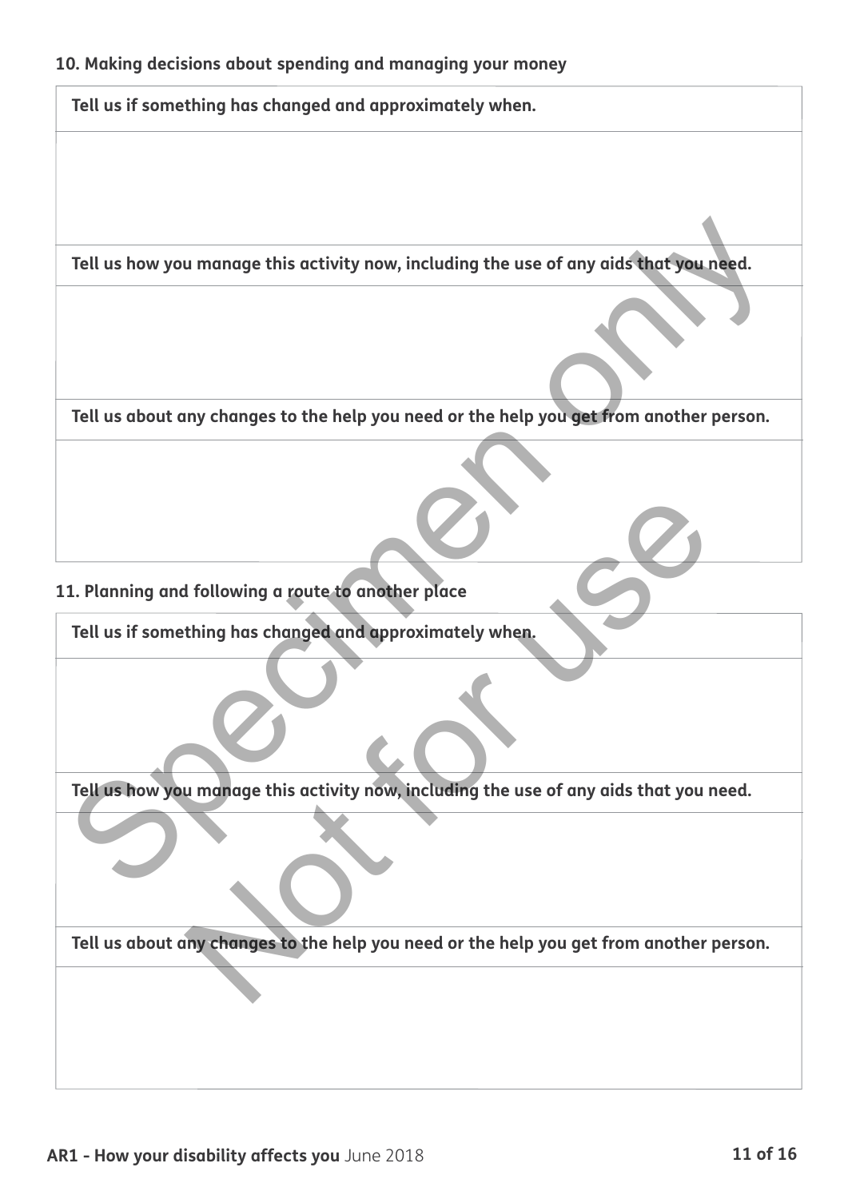## 10. Making decisions about spending and managing your money

| Tell us if something has changed and approximately when. |
| --- |
| |

| Tell us how you manage this activity now, including the use of any aids that you need. |
| --- |
| |

| Tell us about any changes to the help you need or the help you get from another person. |
| --- |
| |

## 11. Planning and following a route to another place

| Tell us if something has changed and approximately when. |
| --- |
| |

| Tell us how you manage this activity now, including the use of any aids that you need. |
| --- |
| |

| Tell us about any changes to the help you need or the help you get from another person. |
| --- |
| |

Specimen only

Not for use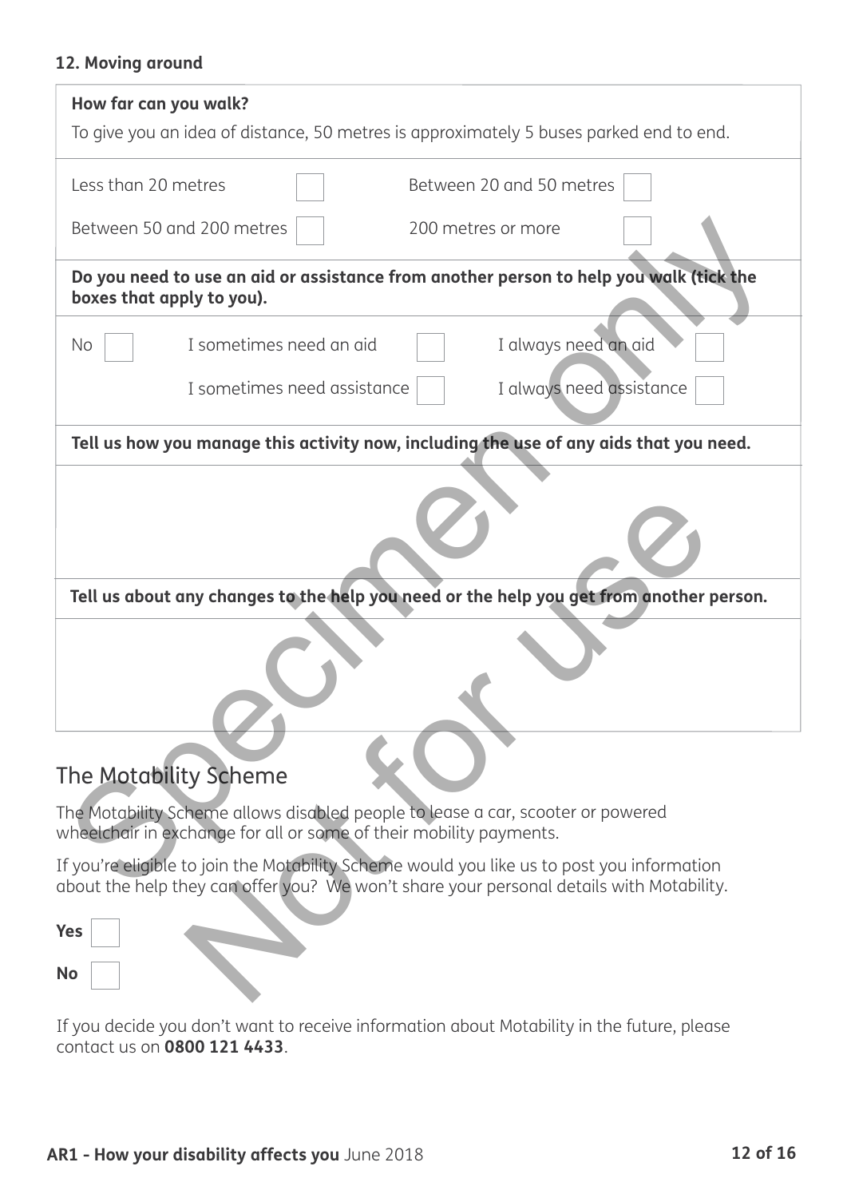**12. Moving around**

**How far can you walk?**

To give you an idea of distance, 50 metres is approximately 5 buses parked end to end.

| | | | |
|---|---|---|---|
| Less than 20 metres | ☐ | Between 20 and 50 metres | ☐ |
| Between 50 and 200 metres | ☐ | 200 metres or more | ☐ |

**Do you need to use an aid or assistance from another person to help you walk (tick the boxes that apply to you).**

| | | | | | |
|---|---|---|---|---|---|
| No ☐ | I sometimes need an aid | ☐ | I always need an aid | ☐ |
| | I sometimes need assistance | ☐ | I always need assistance | ☐ |

**Tell us how you manage this activity now, including the use of any aids that you need.**

**Tell us about any changes to the help you need or the help you get from another person.**

## The Motability Scheme

The Motability Scheme allows disabled people to lease a car, scooter or powered wheelchair in exchange for all or some of their mobility payments.

If you're eligible to join the Motability Scheme would you like us to post you information about the help they can offer you? We won't share your personal details with Motability.

**Yes** ☐

**No** ☐

If you decide you don't want to receive information about Motability in the future, please contact us on **0800 121 4433**.

**AR1 - How your disability affects you** June 2018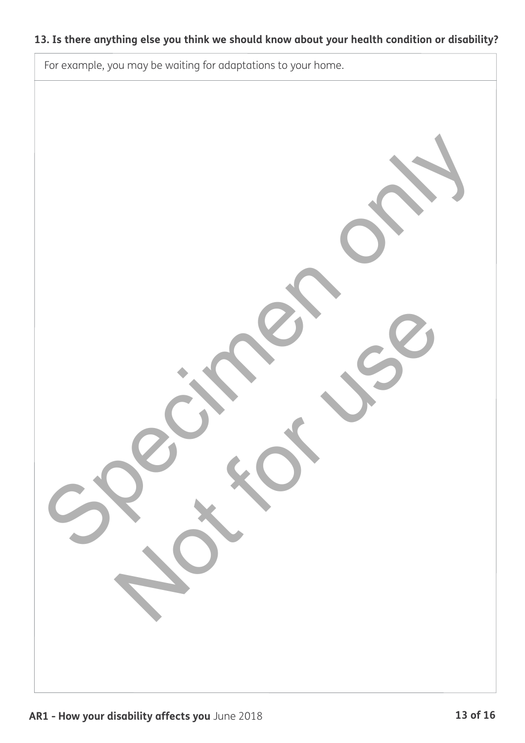**13. Is there anything else you think we should know about your health condition or disability?**

For example, you may be waiting for adaptations to your home.

Specimen only

Not for use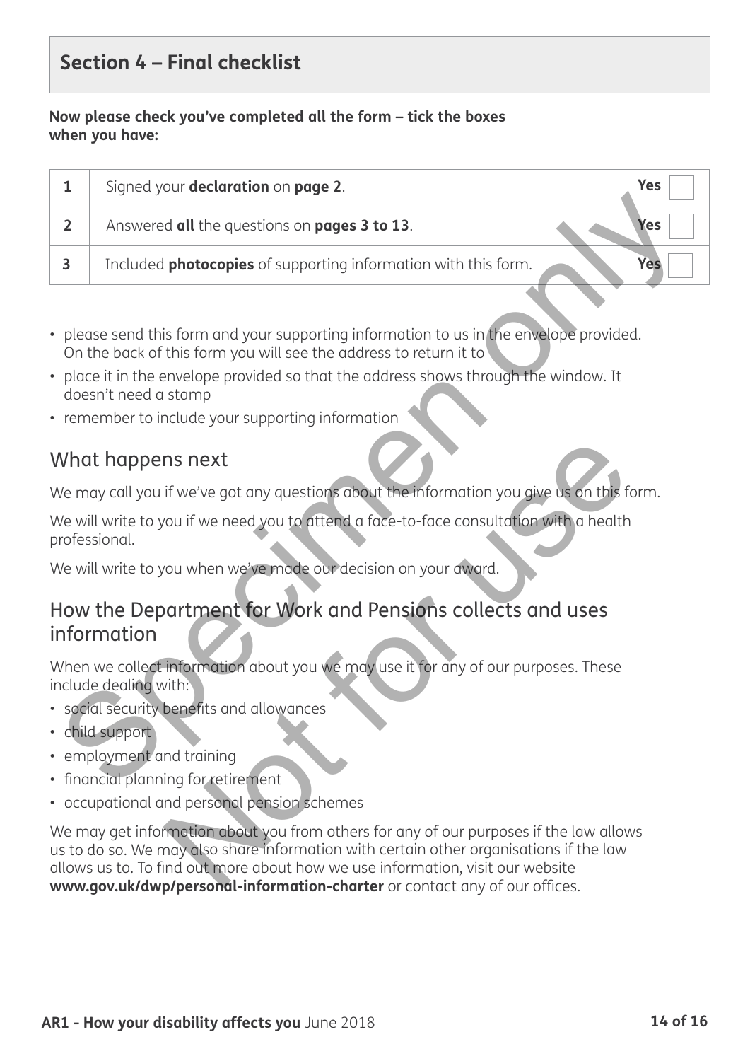## Section 4 – Final checklist

**Now please check you've completed all the form – tick the boxes when you have:**

| | | |
|---|---|---|
| **1** | Signed your **declaration** on **page 2**. | **Yes** ☐ |
| **2** | Answered **all** the questions on **pages 3 to 13**. | **Yes** ☐ |
| **3** | Included **photocopies** of supporting information with this form. | **Yes** ☐ |

- please send this form and your supporting information to us in the envelope provided. On the back of this form you will see the address to return it to
- place it in the envelope provided so that the address shows through the window. It doesn't need a stamp
- remember to include your supporting information

## What happens next

We may call you if we've got any questions about the information you give us on this form.

We will write to you if we need you to attend a face-to-face consultation with a health professional.

We will write to you when we've made our decision on your award.

## How the Department for Work and Pensions collects and uses information

When we collect information about you we may use it for any of our purposes. These include dealing with:

- social security benefits and allowances
- child support
- employment and training
- financial planning for retirement
- occupational and personal pension schemes

We may get information about you from others for any of our purposes if the law allows us to do so. We may also share information with certain other organisations if the law allows us to. To find out more about how we use information, visit our website **www.gov.uk/dwp/personal-information-charter** or contact any of our offices.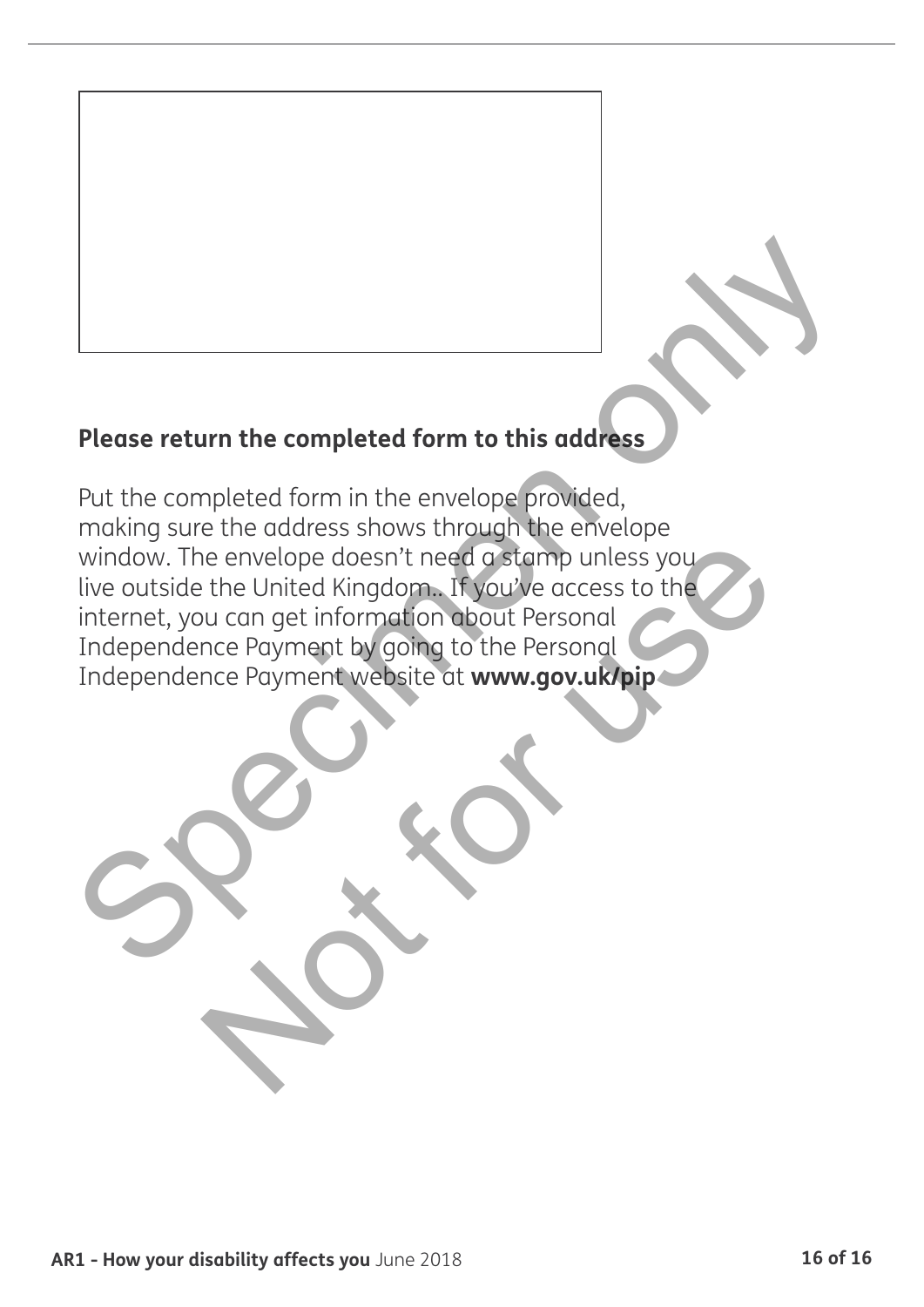**Please return the completed form to this address**

Put the completed form in the envelope provided, making sure the address shows through the envelope window. The envelope doesn't need a stamp unless you live outside the United Kingdom.. If you've access to the internet, you can get information about Personal Independence Payment by going to the Personal Independence Payment website at **www.gov.uk/pip**

Specimen only

Not for use